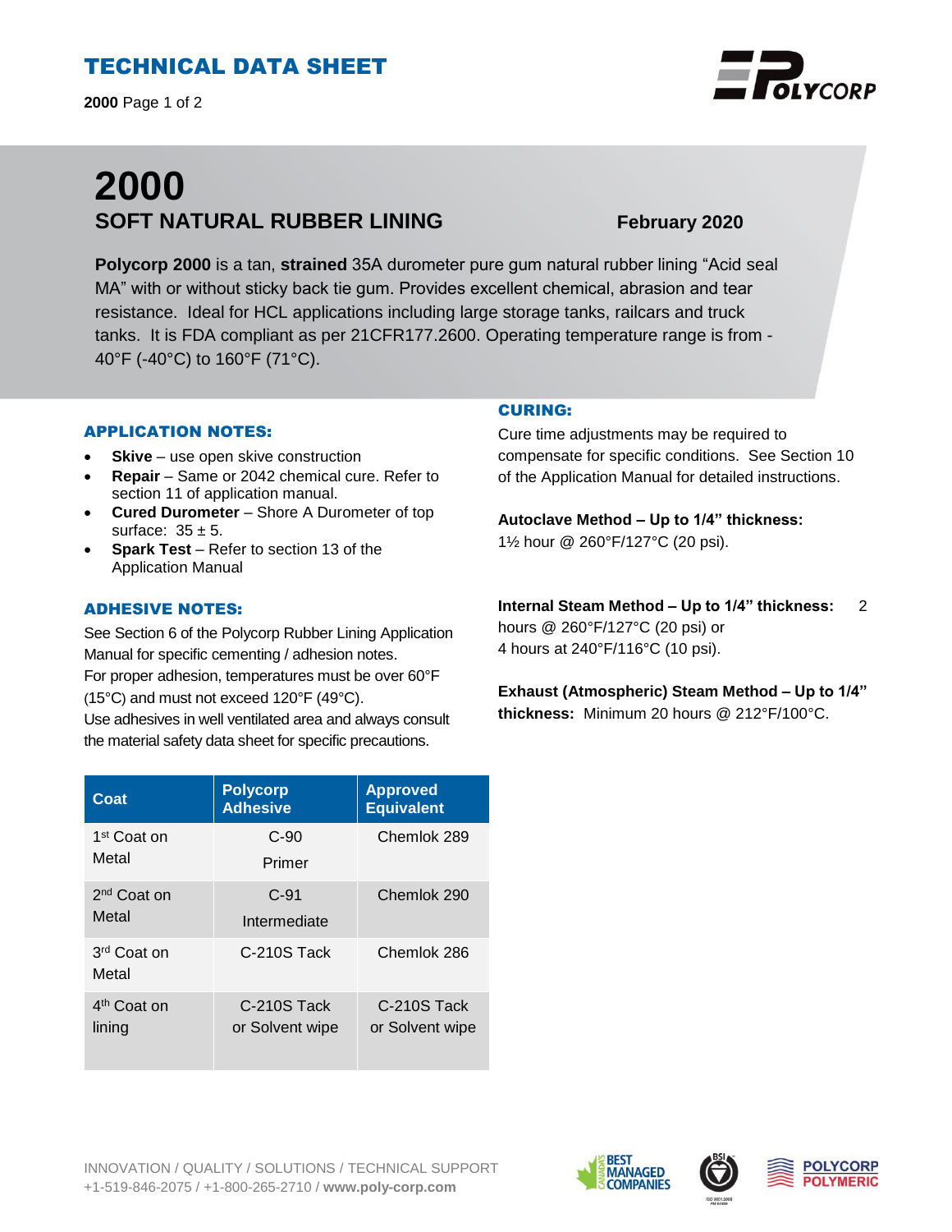# TECHNICAL DATA SHEET

# 2000

## SOFT NATURAL RUBBER LINING

**February 2020**

**Polycorp 2000** is a tan, **strained** 35A durometer pure gum natural rubber lining "Acid seal MA" with or without sticky back tie gum. Provides excellent chemical, abrasion and tear resistance. Ideal for HCL applications including large storage tanks, railcars and truck tanks. It is FDA compliant as per 21CFR177.2600. Operating temperature range is from -40°F (-40°C) to 160°F (71°C).

### APPLICATION NOTES:

- **Skive** – use open skive construction
- **Repair** – Same or 2042 chemical cure. Refer to section 11 of application manual.
- **Cured Durometer** – Shore A Durometer of top surface: 35 ± 5.
- **Spark Test** – Refer to section 13 of the Application Manual

### ADHESIVE NOTES:

See Section 6 of the Polycorp Rubber Lining Application Manual for specific cementing / adhesion notes.
For proper adhesion, temperatures must be over 60°F (15°C) and must not exceed 120°F (49°C).
Use adhesives in well ventilated area and always consult the material safety data sheet for specific precautions.

| Coat | Polycorp Adhesive | Approved Equivalent |
|---|---|---|
| 1st Coat on Metal | C-90 Primer | Chemlok 289 |
| 2nd Coat on Metal | C-91 Intermediate | Chemlok 290 |
| 3rd Coat on Metal | C-210S Tack | Chemlok 286 |
| 4th Coat on lining | C-210S Tack or Solvent wipe | C-210S Tack or Solvent wipe |

### CURING:

Cure time adjustments may be required to compensate for specific conditions. See Section 10 of the Application Manual for detailed instructions.

**Autoclave Method – Up to 1/4" thickness:**
1½ hour @ 260°F/127°C (20 psi).

**Internal Steam Method – Up to 1/4" thickness:** 2 hours @ 260°F/127°C (20 psi) or
4 hours at 240°F/116°C (10 psi).

**Exhaust (Atmospheric) Steam Method – Up to 1/4" thickness:** Minimum 20 hours @ 212°F/100°C.

INNOVATION / QUALITY / SOLUTIONS / TECHNICAL SUPPORT
+1-519-846-2075 / +1-800-265-2710 / **www.poly-corp.com**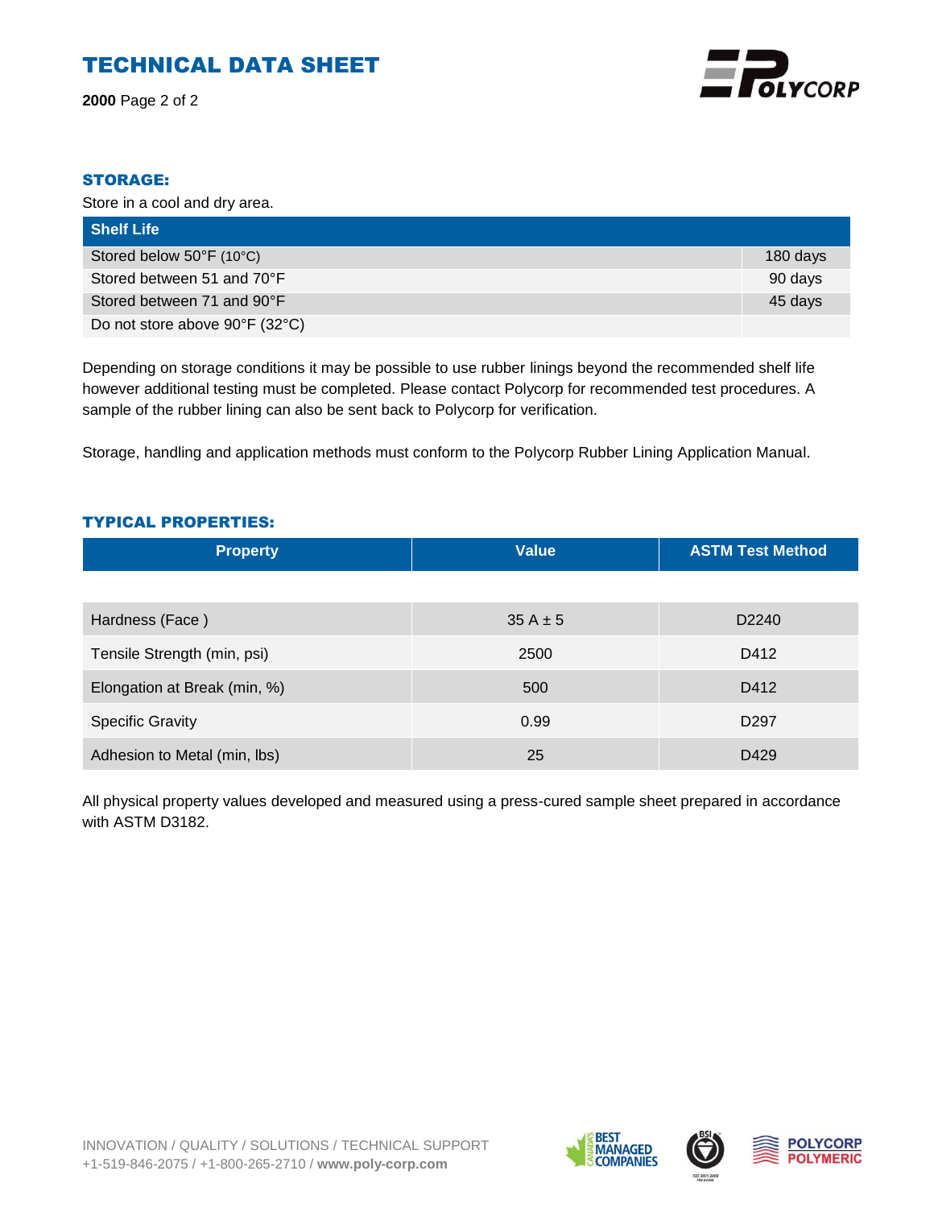### STORAGE:

Store in a cool and dry area.

| Shelf Life | |
|---|---|
| Stored below 50°F (10°C) | 180 days |
| Stored between 51 and 70°F | 90 days |
| Stored between 71 and 90°F | 45 days |
| Do not store above 90°F (32°C) | |

Depending on storage conditions it may be possible to use rubber linings beyond the recommended shelf life however additional testing must be completed. Please contact Polycorp for recommended test procedures. A sample of the rubber lining can also be sent back to Polycorp for verification.

Storage, handling and application methods must conform to the Polycorp Rubber Lining Application Manual.

### TYPICAL PROPERTIES:

| Property | Value | ASTM Test Method |
|---|---|---|
| Hardness (Face ) | 35 A ± 5 | D2240 |
| Tensile Strength (min, psi) | 2500 | D412 |
| Elongation at Break (min, %) | 500 | D412 |
| Specific Gravity | 0.99 | D297 |
| Adhesion to Metal (min, lbs) | 25 | D429 |

All physical property values developed and measured using a press-cured sample sheet prepared in accordance with ASTM D3182.